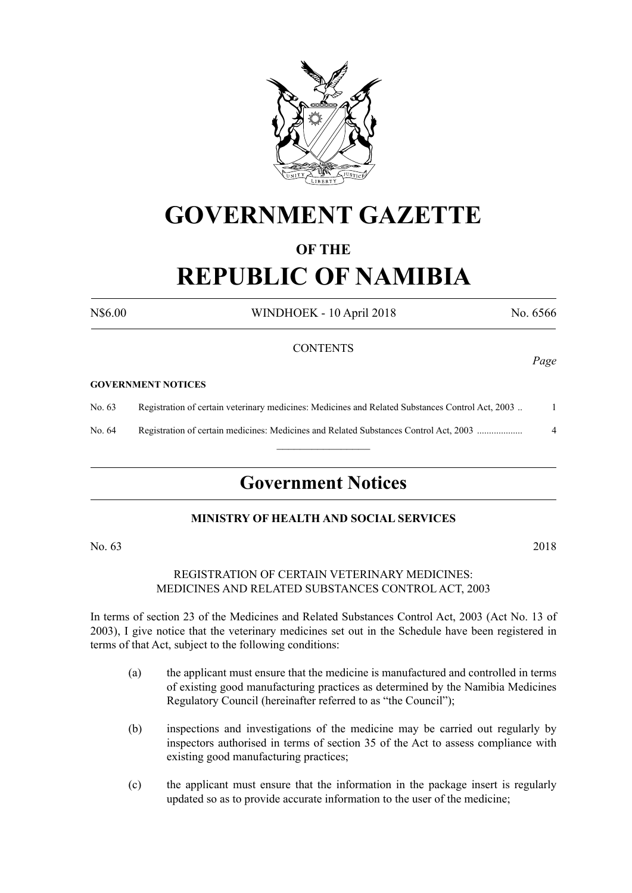# GOVERNMENT GAZETTE

## OF THE

# REPUBLIC OF NAMIBIA

N$6.00 WINDHOEK - 10 April 2018 No. 6566

CONTENTS

*Page*

**GOVERNMENT NOTICES**

| | | |
|---|---|---|
| No. 63 | Registration of certain veterinary medicines: Medicines and Related Substances Control Act, 2003 .. | 1 |
| No. 64 | Registration of certain medicines: Medicines and Related Substances Control Act, 2003 .................. | 4 |

---

## Government Notices

### MINISTRY OF HEALTH AND SOCIAL SERVICES

No. 63 2018

REGISTRATION OF CERTAIN VETERINARY MEDICINES:
MEDICINES AND RELATED SUBSTANCES CONTROL ACT, 2003

In terms of section 23 of the Medicines and Related Substances Control Act, 2003 (Act No. 13 of 2003), I give notice that the veterinary medicines set out in the Schedule have been registered in terms of that Act, subject to the following conditions:

(a) the applicant must ensure that the medicine is manufactured and controlled in terms of existing good manufacturing practices as determined by the Namibia Medicines Regulatory Council (hereinafter referred to as "the Council");

(b) inspections and investigations of the medicine may be carried out regularly by inspectors authorised in terms of section 35 of the Act to assess compliance with existing good manufacturing practices;

(c) the applicant must ensure that the information in the package insert is regularly updated so as to provide accurate information to the user of the medicine;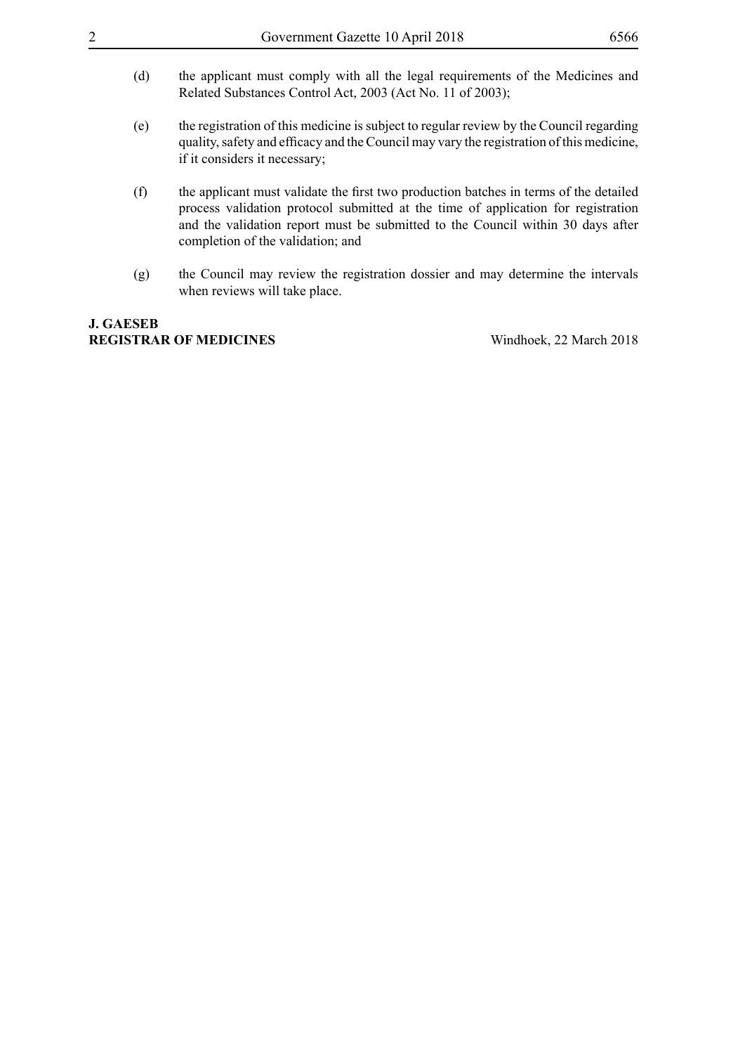(d) the applicant must comply with all the legal requirements of the Medicines and Related Substances Control Act, 2003 (Act No. 11 of 2003);

(e) the registration of this medicine is subject to regular review by the Council regarding quality, safety and efficacy and the Council may vary the registration of this medicine, if it considers it necessary;

(f) the applicant must validate the first two production batches in terms of the detailed process validation protocol submitted at the time of application for registration and the validation report must be submitted to the Council within 30 days after completion of the validation; and

(g) the Council may review the registration dossier and may determine the intervals when reviews will take place.

**J. GAESEB**
**REGISTRAR OF MEDICINES** Windhoek, 22 March 2018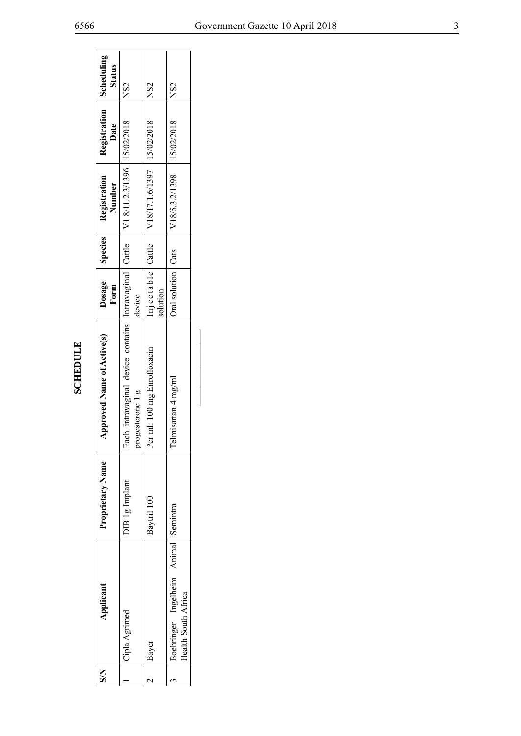## SCHEDULE

| S/N | Applicant | Proprietary Name | Approved Name of Active(s) | Dosage Form | Species | Registration Number | Registration Date | Scheduling Status |
|---|---|---|---|---|---|---|---|---|
| 1 | Cipla Agrimed | DIB 1g Implant | Each intravaginal device contains progesterone 1 g | Intravaginal device | Cattle | V1 8/11.2.3/1396 | 15/02/2018 | NS2 |
| 2 | Bayer | Baytril 100 | Per ml: 100 mg Enrofloxacin | Injectable solution | Cattle | V18/17.1.6/1397 | 15/02/2018 | NS2 |
| 3 | Boehringer Ingelheim Animal Health South Africa | Semintra | Telmisartan 4 mg/ml | Oral solution | Cats | V18/5.3.2/1398 | 15/02/2018 | NS2 |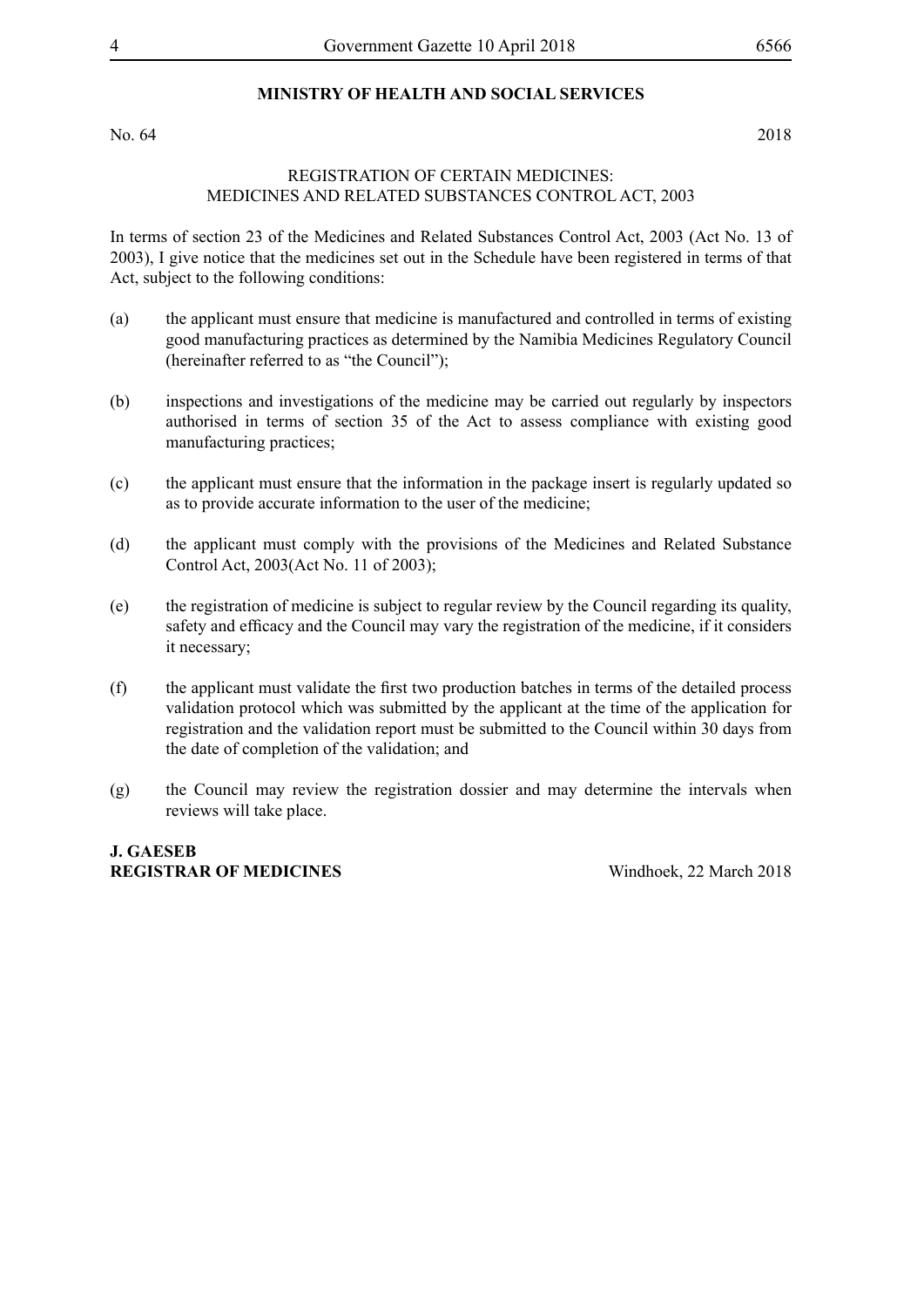**MINISTRY OF HEALTH AND SOCIAL SERVICES**

No. 64 2018

REGISTRATION OF CERTAIN MEDICINES:
MEDICINES AND RELATED SUBSTANCES CONTROL ACT, 2003

In terms of section 23 of the Medicines and Related Substances Control Act, 2003 (Act No. 13 of 2003), I give notice that the medicines set out in the Schedule have been registered in terms of that Act, subject to the following conditions:

(a) the applicant must ensure that medicine is manufactured and controlled in terms of existing good manufacturing practices as determined by the Namibia Medicines Regulatory Council (hereinafter referred to as "the Council");

(b) inspections and investigations of the medicine may be carried out regularly by inspectors authorised in terms of section 35 of the Act to assess compliance with existing good manufacturing practices;

(c) the applicant must ensure that the information in the package insert is regularly updated so as to provide accurate information to the user of the medicine;

(d) the applicant must comply with the provisions of the Medicines and Related Substance Control Act, 2003(Act No. 11 of 2003);

(e) the registration of medicine is subject to regular review by the Council regarding its quality, safety and efficacy and the Council may vary the registration of the medicine, if it considers it necessary;

(f) the applicant must validate the first two production batches in terms of the detailed process validation protocol which was submitted by the applicant at the time of the application for registration and the validation report must be submitted to the Council within 30 days from the date of completion of the validation; and

(g) the Council may review the registration dossier and may determine the intervals when reviews will take place.

**J. GAESEB**
**REGISTRAR OF MEDICINES** Windhoek, 22 March 2018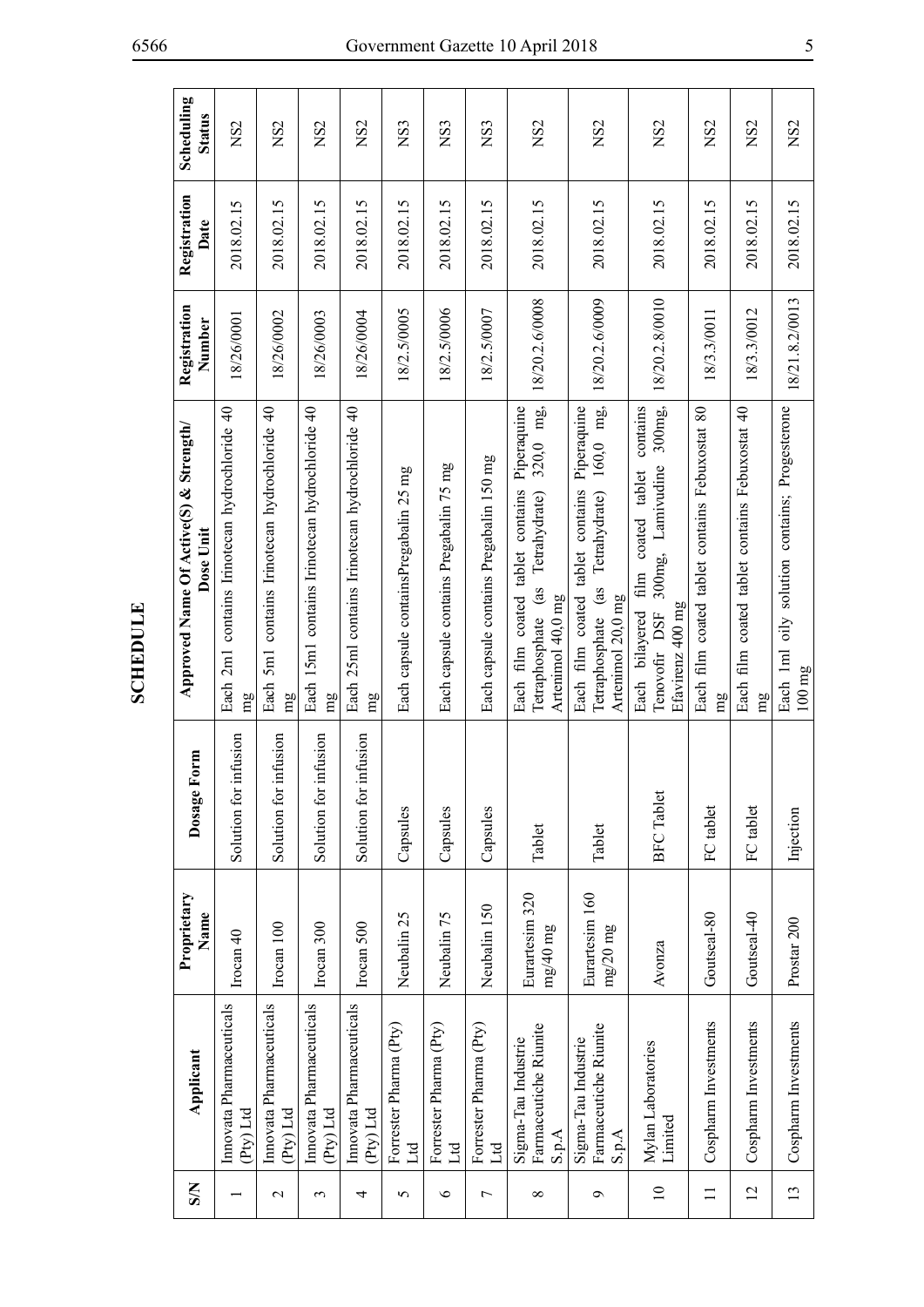# SCHEDULE

| S/N | Applicant | Proprietary Name | Dosage Form | Approved Name Of Active(S) & Strength/ Dose Unit | Registration Number | Registration Date | Scheduling Status |
|---|---|---|---|---|---|---|---|
| 1 | Innovata Pharmaceuticals (Pty) Ltd | Irocan 40 | Solution for infusion | Each 2ml contains Irinotecan hydrochloride 40 mg | 18/26/0001 | 2018.02.15 | NS2 |
| 2 | Innovata Pharmaceuticals (Pty) Ltd | Irocan 100 | Solution for infusion | Each 5ml contains Irinotecan hydrochloride 40 mg | 18/26/0002 | 2018.02.15 | NS2 |
| 3 | Innovata Pharmaceuticals (Pty) Ltd | Irocan 300 | Solution for infusion | Each 15ml contains Irinotecan hydrochloride 40 mg | 18/26/0003 | 2018.02.15 | NS2 |
| 4 | Innovata Pharmaceuticals (Pty) Ltd | Irocan 500 | Solution for infusion | Each 25ml contains Irinotecan hydrochloride 40 mg | 18/26/0004 | 2018.02.15 | NS2 |
| 5 | Forrester Pharma (Pty) Ltd | Neubalin 25 | Capsules | Each capsule containsPregabalin 25 mg | 18/2.5/0005 | 2018.02.15 | NS3 |
| 6 | Forrester Pharma (Pty) Ltd | Neubalin 75 | Capsules | Each capsule contains Pregabalin 75 mg | 18/2.5/0006 | 2018.02.15 | NS3 |
| 7 | Forrester Pharma (Pty) Ltd | Neubalin 150 | Capsules | Each capsule contains Pregabalin 150 mg | 18/2.5/0007 | 2018.02.15 | NS3 |
| 8 | Sigma-Tau Industrie Farmaceutiche Riunite S.p.A | Eurartesim 320 mg/40 mg | Tablet | Each film coated tablet contains Piperaquine Tetraphosphate (as Tetrahydrate) 320,0 mg, Artenimol 40,0 mg | 18/20.2.6/0008 | 2018.02.15 | NS2 |
| 9 | Sigma-Tau Industrie Farmaceutiche Riunite S.p.A | Eurartesim 160 mg/20 mg | Tablet | Each film coated tablet contains Piperaquine Tetraphosphate (as Tetrahydrate) 160,0 mg, Artenimol 20,0 mg | 18/20.2.6/0009 | 2018.02.15 | NS2 |
| 10 | Mylan Laboratories Limited | Avonza | BFC Tablet | Each bilayered film coated tablet contains Tenovofir DSF 300mg, Lamivudine 300mg, Efavirenz 400 mg | 18/20.2.8/0010 | 2018.02.15 | NS2 |
| 11 | Cospharm Investments | Goutseal-80 | FC tablet | Each film coated tablet contains Febuxostat 80 mg | 18/3.3/0011 | 2018.02.15 | NS2 |
| 12 | Cospharm Investments | Goutseal-40 | FC tablet | Each film coated tablet contains Febuxostat 40 mg | 18/3.3/0012 | 2018.02.15 | NS2 |
| 13 | Cospharm Investments | Prostar 200 | Injection | Each 1ml oily solution contains; Progesterone 100 mg | 18/21.8.2/0013 | 2018.02.15 | NS2 |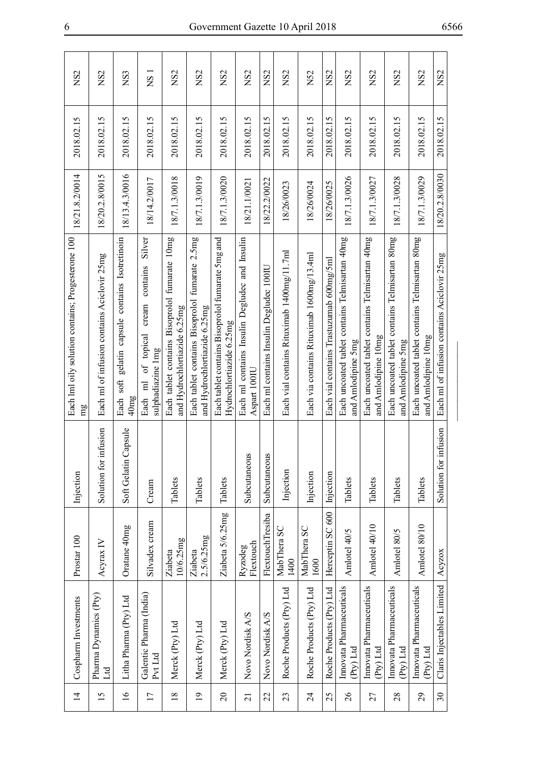| | | | | | | | | |
|---|---|---|---|---|---|---|---|---|
| 14 | Cospharm Investments | Prostar 100 | Injection | Each lml oily solution contains; Progesterone 100 mg | 18/21.8.2/0014 | 2018.02.15 | NS2 |
| 15 | Pharma Dynamics (Pty) Ltd | Acyrax IV | Solution for infusion | Each ml of infusion contains Aciclovir 25mg | 18/20.2.8/0015 | 2018.02.15 | NS2 |
| 16 | Litha Pharma (Pty) Ltd | Oratane 40mg | Soft Gelatin Capsule | Each soft gelatin capsule contains Isotretinoin 40mg | 18/13.4.3/0016 | 2018.02.15 | NS3 |
| 17 | Galentic Pharma (India) Pvt Ltd | Silvadex cream | Cream | Each ml of topical cream contains Silver sulphadiazine 1mg | 18/14.2/0017 | 2018.02.15 | NS 1 |
| 18 | Merck (Pty) Ltd | Ziabeta 10/6.25mg | Tablets | Each tablet contains Bisoprolol fumarate 10mg and Hydrochlortiazide 6.25mg | 18/7.1.3/0018 | 2018.02.15 | NS2 |
| 19 | Merck (Pty) Ltd | Ziabeta 2.5/6.25mg | Tablets | Each tablet contains Bisoprolol fumarate 2.5mg and Hydrochlortiazide 6.25mg | 18/7.1.3/0019 | 2018.02.15 | NS2 |
| 20 | Merck (Pty) Ltd | Ziabeta 5/6.25mg | Tablets | Each tablet contains Bisoprolol fumarate 5mg and Hydrochlortiazide 6.25mg | 18/7.1.3/0020 | 2018.02.15 | NS2 |
| 21 | Novo Nordisk A/S | Ryzodeg Flextouch | Subcutaneous | Each ml contains Insulin Degludec and Insulin Aspart 100IU | 18/21.1/0021 | 2018.02.15 | NS2 |
| 22 | Novo Nordisk A/S | FlextouchTresiba | Subcutaneous | Each ml contains Insulin Degludec 100IU | 18/22.2/0022 | 2018.02.15 | NS2 |
| 23 | Roche Products (Pty) Ltd | MabThera SC 1400 | Injection | Each vial contains Rituximab 1400mg/11.7ml | 18/26/0023 | 2018.02.15 | NS2 |
| 24 | Roche Products (Pty) Ltd | MabThera SC 1600 | Injection | Each via contains Rituximab 1600mg/13.4ml | 18/26/0024 | 2018.02.15 | N52 |
| 25 | Roche Products (Pty) Ltd | Herceptin SC 600 | Injection | Each vial contains Trastuzumab 600mg/5ml | 18/26/0025 | 2018.02.15 | NS2 |
| 26 | Innovata Pharmaceuticals (Pty) Ltd | Amlotel 40/5 | Tablets | Each uncoated tablet contains Telmisartan 40mg and Amlodipine 5mg | 18/7.1.3/0026 | 2018.02.15 | NS2 |
| 27 | Innovata Pharmaceuticals (Pty) Ltd | Amlotel 40/10 | Tablets | Each uncoated tablet contains Telmisartan 40mg and Amlodipine 10mg | 18/7.1.3/0027 | 2018.02.15 | NS2 |
| 28 | Innovata Pharmaceuticals (Pty) Ltd | Amlotel 80/5 | Tablets | Each uncoated tablet contains Telmisartan 80mg and Amlodipine 5mg | 18/7.1.3/0028 | 2018.02.15 | NS2 |
| 29 | Innovata Pharmaceuticals (Pty) Ltd | Amlotel 80/10 | Tablets | Each uncoated tablet contains Telmisartan 80mg and Amlodipine 10mg | 18/7.1.3/0029 | 2018.02.15 | NS2 |
| 30 | Claris Injectables Limited | Acyzox | Solution for infusion | Each ml of infusion contains Aciclovir 25mg | 18/20.2.8/0030 | 2018.02.15 | NS2 |